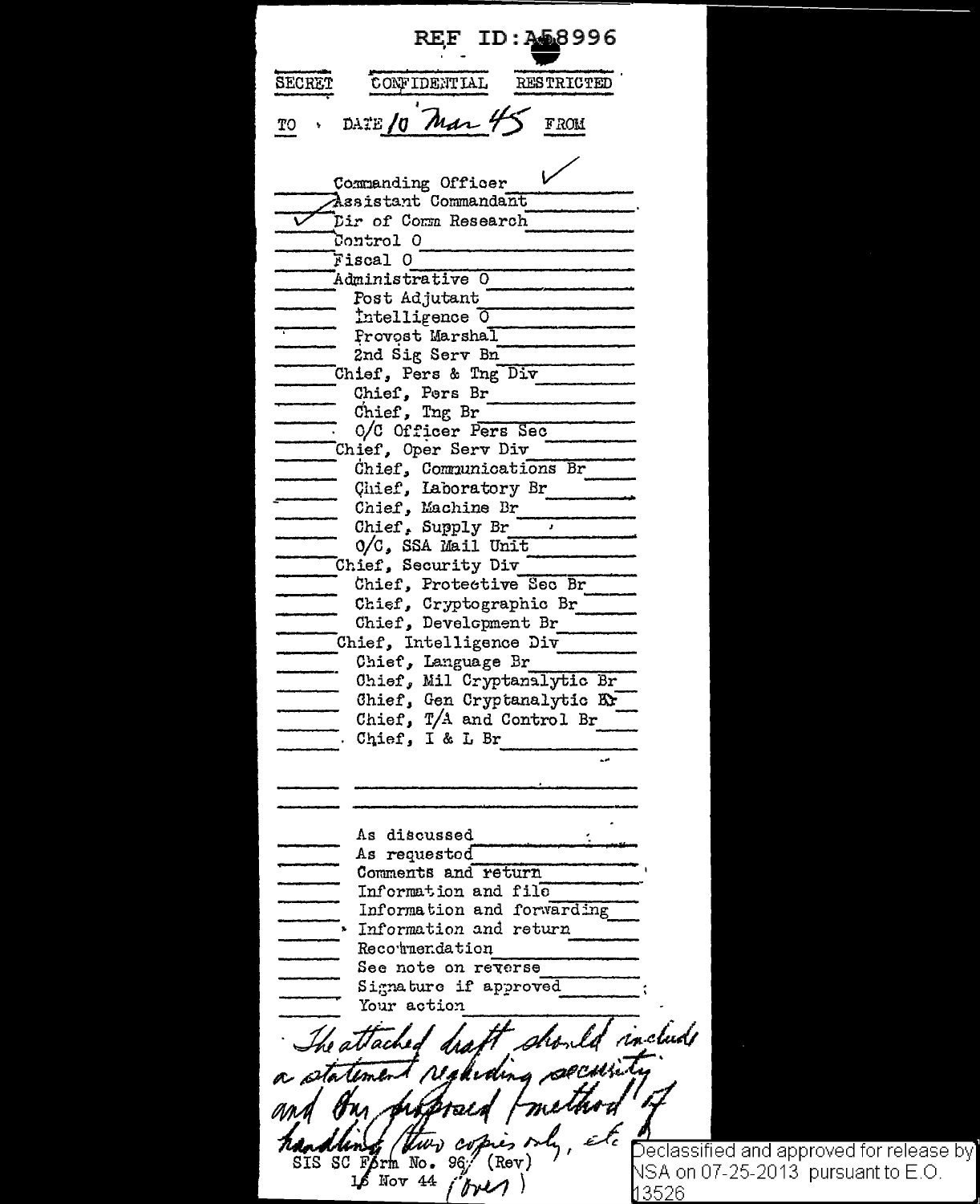REF ID:A58996

SECRET CONFIDENTIAL RESTRICTED

TO DATE *10 Mar 45* FROM

- Commanding Officer ✓
- ✓ Assistant Commandant
- ✓ Dir of Comm Research
- Control O
- Fiscal O
- Administrative O
  - Post Adjutant
  - Intelligence O
  - Provost Marshal
  - 2nd Sig Serv Bn
- Chief, Pers & Tng Div
  - Chief, Pers Br
  - Chief, Tng Br
  - O/C Officer Pers Sec
- Chief, Oper Serv Div
  - Chief, Communications Br
  - Chief, Laboratory Br
  - Chief, Machine Br
  - Chief, Supply Br
  - O/C, SSA Mail Unit
- Chief, Security Div
  - Chief, Protective Sec Br
  - Chief, Cryptographic Br
  - Chief, Development Br
- Chief, Intelligence Div
  - Chief, Language Br
  - Chief, Mil Cryptanalytic Br
  - Chief, Gen Cryptanalytic Br
  - Chief, T/A and Control Br
  - Chief, I & L Br

- As discussed
- As requested
- Comments and return
- Information and file
- Information and forwarding
- Information and return
- Recommendation
- See note on reverse
- Signature if approved
- Your action

*The attached draft should include a statement regarding security and the proposed method of handling (two copies only, etc.) (over)*

SIS SC Form No. 96 (Rev) 16 Nov 44

Declassified and approved for release by NSA on 07-25-2013 pursuant to E.O. 13526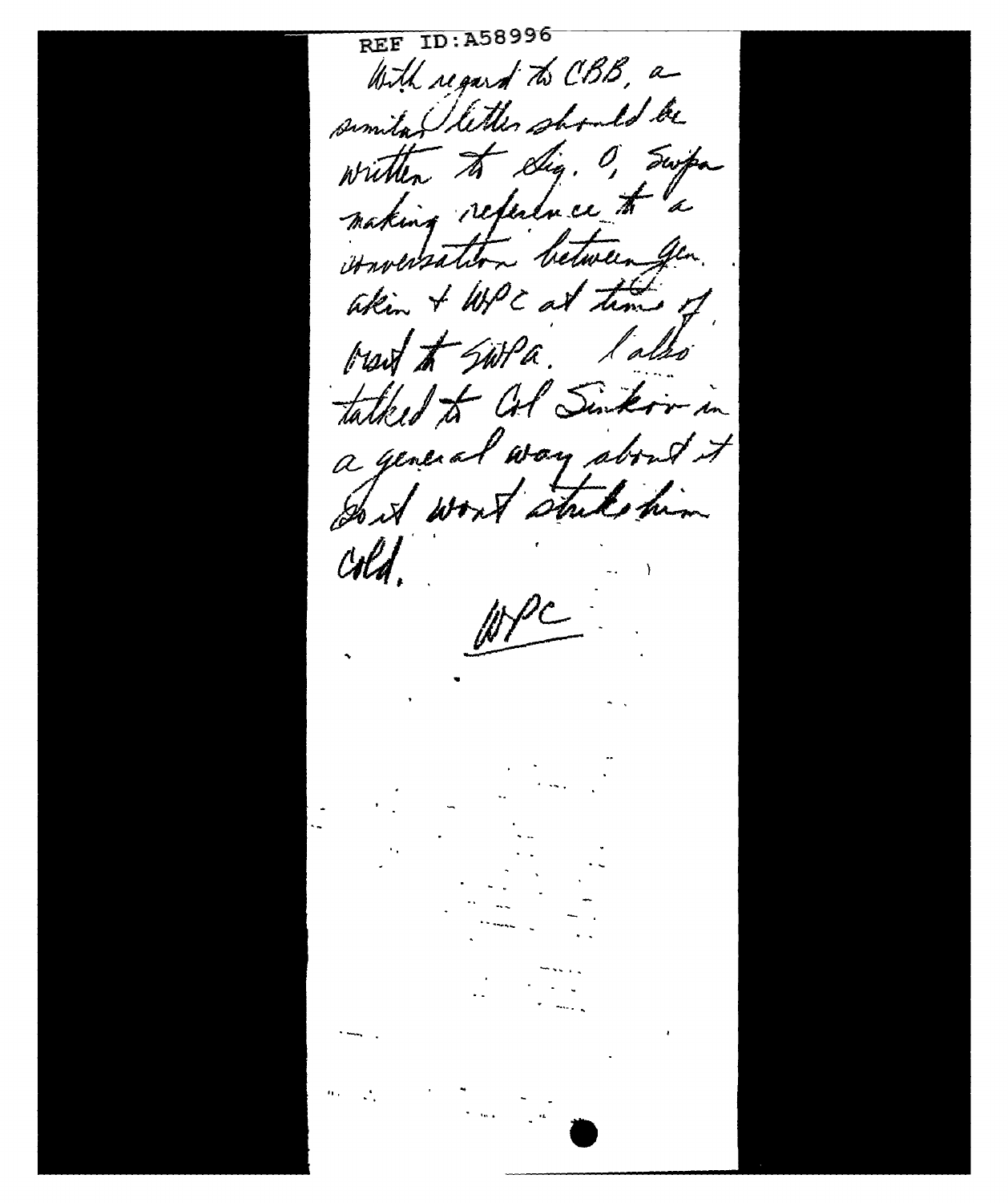REF ID:A58996

With regard to CBB, a similar letter should be written to Sig. O, Swpa making reference to a conversation between Gen. Akin & WPC at time of visit to SWPA. I also talked to Col Sinkov in a general way about it So it won't strike him cold.

WPC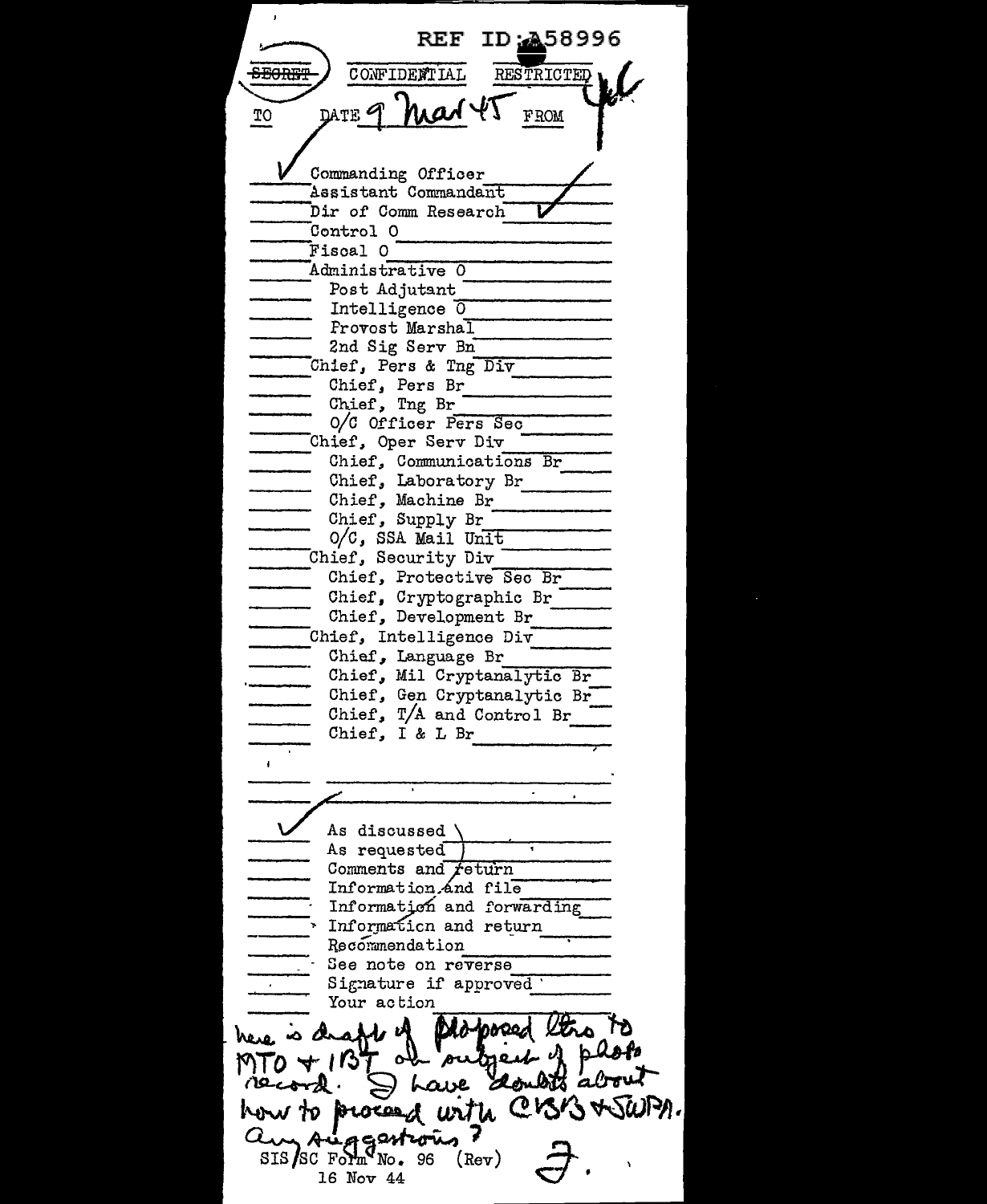REF ID:A58996

~~SECRET~~ CONFIDENTIAL RESTRICTED

TO DATE 9 Mar 45 FROM

✓ Commanding Officer ✓
Assistant Commandant
Dir of Comm Research ✓
Control O
Fiscal O
Administrative O
- Post Adjutant
- Intelligence O
- Provost Marshal
- 2nd Sig Serv Bn

Chief, Pers & Tng Div
- Chief, Pers Br
- Chief, Tng Br
- O/C Officer Pers Sec

Chief, Oper Serv Div
- Chief, Communications Br
- Chief, Laboratory Br
- Chief, Machine Br
- Chief, Supply Br
- O/C, SSA Mail Unit

Chief, Security Div
- Chief, Protective Sec Br
- Chief, Cryptographic Br
- Chief, Development Br

Chief, Intelligence Div
- Chief, Language Br
- Chief, Mil Cryptanalytic Br
- Chief, Gen Cryptanalytic Br
- Chief, T/A and Control Br
- Chief, I & L Br

✓ As discussed
As requested
Comments and return
Information and file
Information and forwarding
Information and return
Recommendation
See note on reverse
Signature if approved
Your action

here is draft of proposed ltrs to MTO + IBT on subject of photo record. I have doubts about how to proceed with CBB + SWPA. Any suggestions?

F.

SIS/SC Form No. 96 (Rev)
16 Nov 44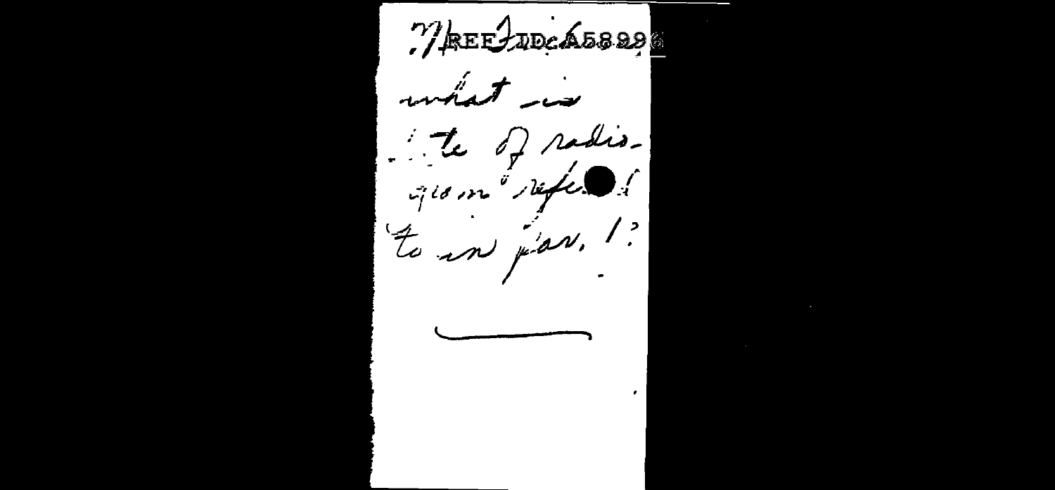what is

.te of radio-

gram refe[rre]d

to in par. 1?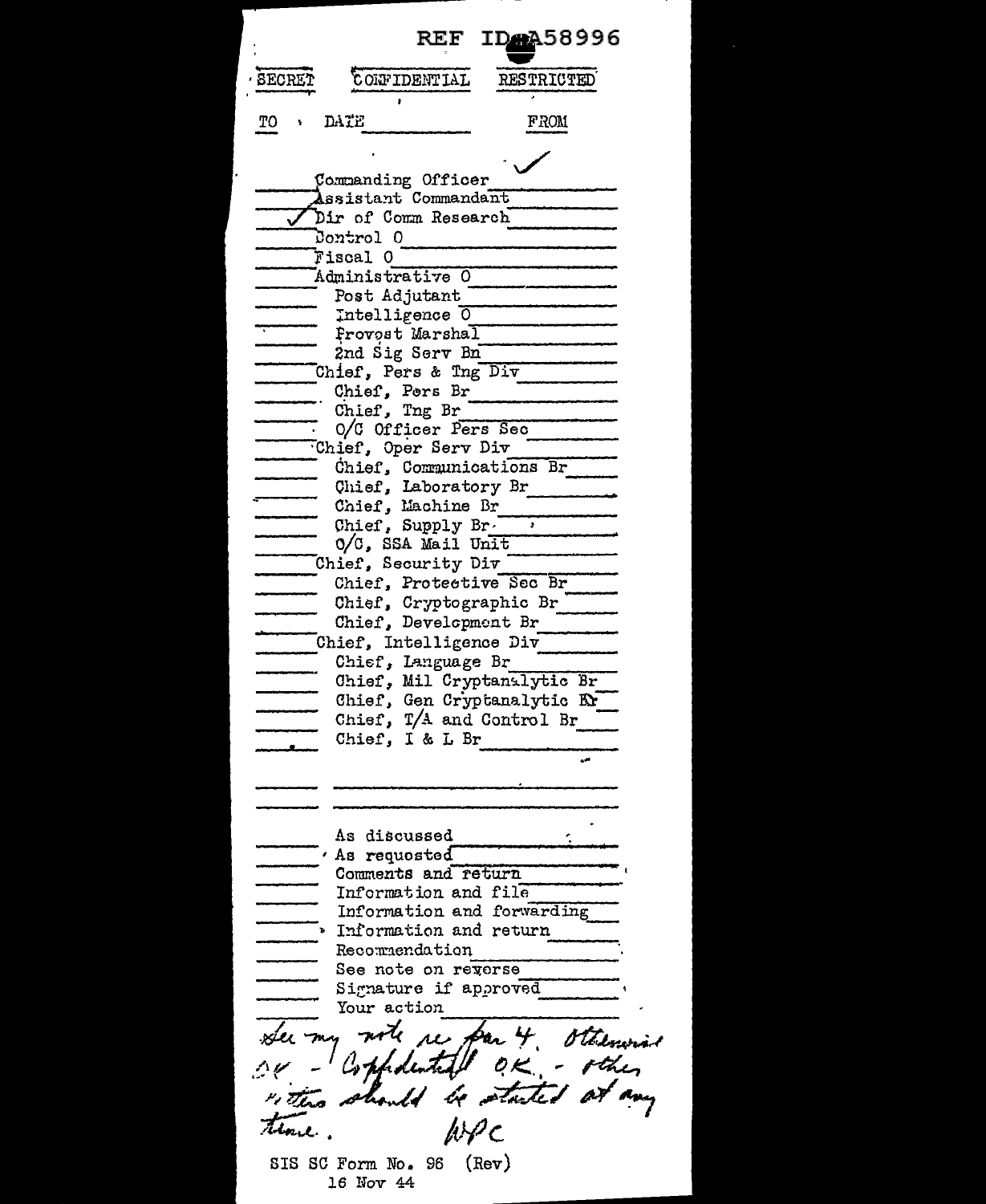REF ID:A58996

SECRET | CONFIDENTIAL | RESTRICTED

TO | DATE | FROM

| TO | | FROM |
|---|---|---|
| | Commanding Officer | ✓ |
| | Assistant Commandant | |
| ✓ | Dir of Comm Research | |
| | Control O | |
| | Fiscal O | |
| | Administrative O | |
| | Post Adjutant | |
| | Intelligence O | |
| | Provost Marshal | |
| | 2nd Sig Serv Bn | |
| | Chief, Pers & Tng Div | |
| | Chief, Pers Br | |
| | Chief, Tng Br | |
| | O/C Officer Pers Sec | |
| | Chief, Oper Serv Div | |
| | Chief, Communications Br | |
| | Chief, Laboratory Br | |
| | Chief, Machine Br | |
| | Chief, Supply Br | |
| | O/C, SSA Mail Unit | |
| | Chief, Security Div | |
| | Chief, Protective Sec Br | |
| | Chief, Cryptographic Br | |
| | Chief, Development Br | |
| | Chief, Intelligence Div | |
| | Chief, Language Br | |
| | Chief, Mil Cryptanalytic Br | |
| | Chief, Gen Cryptanalytic Br | |
| | Chief, T/A and Control Br | |
| | Chief, I & L Br | |
| | | |
| | | |

| | |
|---|---|
| | As discussed |
| | As requested |
| | Comments and return |
| | Information and file |
| | Information and forwarding |
| | Information and return |
| | Recommendation |
| | See note on reverse |
| | Signature if approved |
| | Your action |

See my note re par 4. Otherwise OK - Confidential OK. - other letters should be started at any time. WPC

SIS SC Form No. 96 (Rev)
16 Nov 44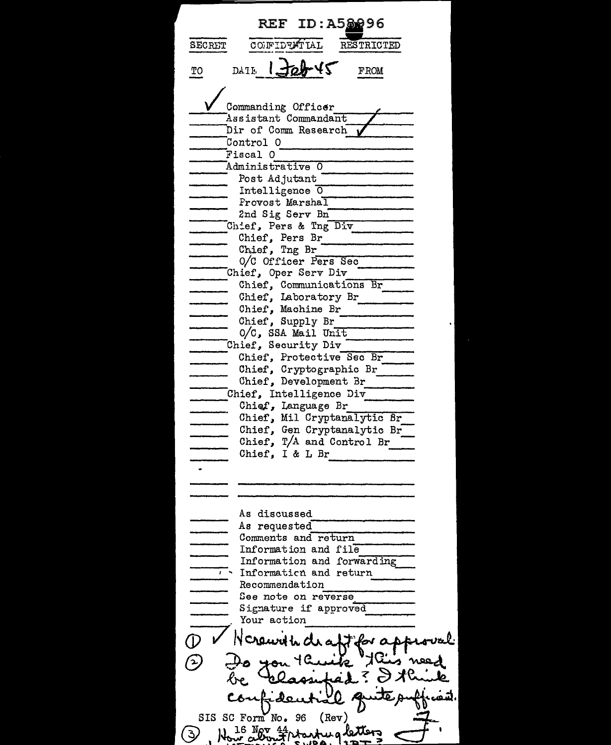REF ID:A58996

SECRET | CONFIDENTIAL | RESTRICTED

TO | DATE 1 Feb 45 | FROM

| TO | | FROM |
|---|---|---|
| ✓ | Commanding Officer | |
| | Assistant Commandant | ✓ |
| | Dir of Comm Research | ✓ |
| | Control O | |
| | Fiscal O | |
| | Administrative O | |
| | Post Adjutant | |
| | Intelligence O | |
| | Provost Marshal | |
| | 2nd Sig Serv Bn | |
| | Chief, Pers & Tng Div | |
| | Chief, Pers Br | |
| | Chief, Tng Br | |
| | O/C Officer Pers Sec | |
| | Chief, Oper Serv Div | |
| | Chief, Communications Br | |
| | Chief, Laboratory Br | |
| | Chief, Machine Br | |
| | Chief, Supply Br | |
| | O/C, SSA Mail Unit | |
| | Chief, Security Div | |
| | Chief, Protective Sec Br | |
| | Chief, Cryptographic Br | |
| | Chief, Development Br | |
| | Chief, Intelligence Div | |
| | Chief, Language Br | |
| | Chief, Mil Cryptanalytic Br | |
| | Chief, Gen Cryptanalytic Br | |
| | Chief, T/A and Control Br | |
| | Chief, I & L Br | |

| | |
|---|---|
| | As discussed |
| | As requested |
| | Comments and return |
| | Information and file |
| | Information and forwarding |
| | Information and return |
| | Recommendation |
| | See note on reverse |
| | Signature if approved |
| | Your action |

① ✓ Herewith draft for approval.

② Do you think this need be classified? I think confidential quite sufficient. F.

SIS SC Form No. 96 (Rev) 16 Nov 44

③ How about starting letters ... SVPA ... ?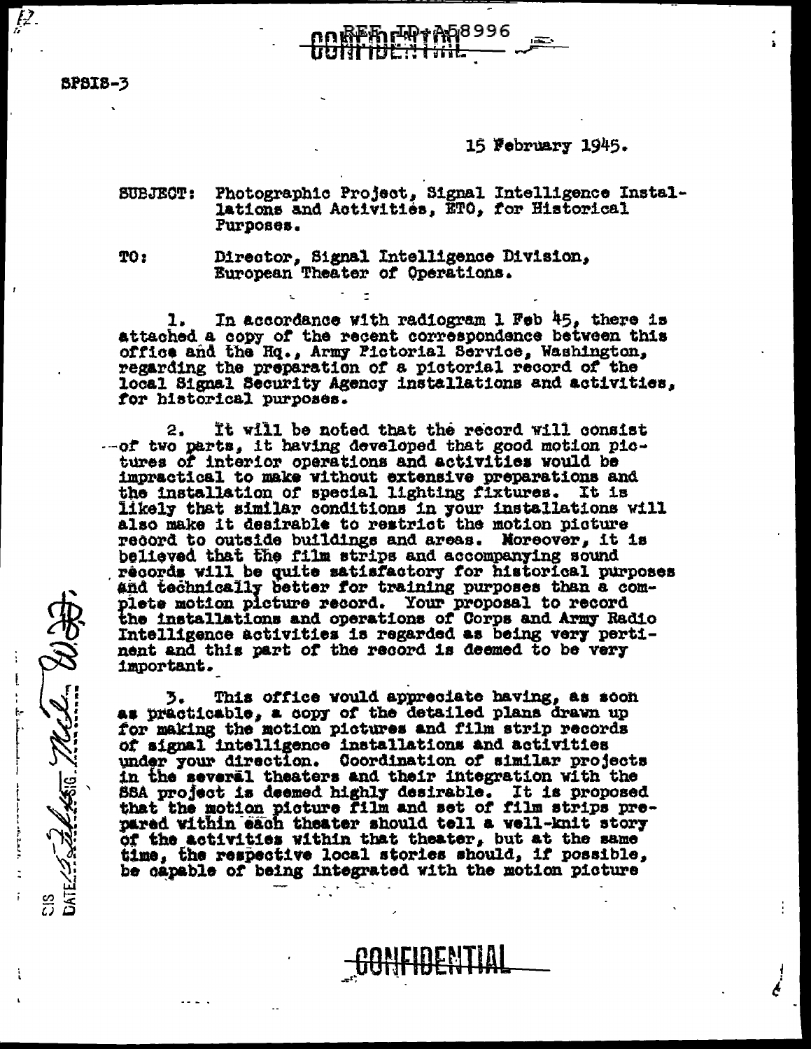SPSIS-3

15 February 1945.

SUBJECT: Photographic Project, Signal Intelligence Installations and Activities, ETO, for Historical Purposes.

TO: Director, Signal Intelligence Division, European Theater of Operations.

1. In accordance with radiogram 1 Feb 45, there is attached a copy of the recent correspondence between this office and the Hq., Army Pictorial Service, Washington, regarding the preparation of a pictorial record of the local Signal Security Agency installations and activities, for historical purposes.

2. It will be noted that the record will consist of two parts, it having developed that good motion pictures of interior operations and activities would be impractical to make without extensive preparations and the installation of special lighting fixtures. It is likely that similar conditions in your installations will also make it desirable to restrict the motion picture record to outside buildings and areas. Moreover, it is believed that the film strips and accompanying sound records will be quite satisfactory for historical purposes and technically better for training purposes than a complete motion picture record. Your proposal to record the installations and operations of Corps and Army Radio Intelligence activities is regarded as being very pertinent and this part of the record is deemed to be very important.

3. This office would appreciate having, as soon as practicable, a copy of the detailed plans drawn up for making the motion pictures and film strip records of signal intelligence installations and activities under your direction. Coordination of similar projects in the several theaters and their integration with the SSA project is deemed highly desirable. It is proposed that the motion picture film and set of film strips prepared within each theater should tell a well-knit story of the activities within that theater, but at the same time, the respective local stories should, if possible, be capable of being integrated with the motion picture

CONFIDENTIAL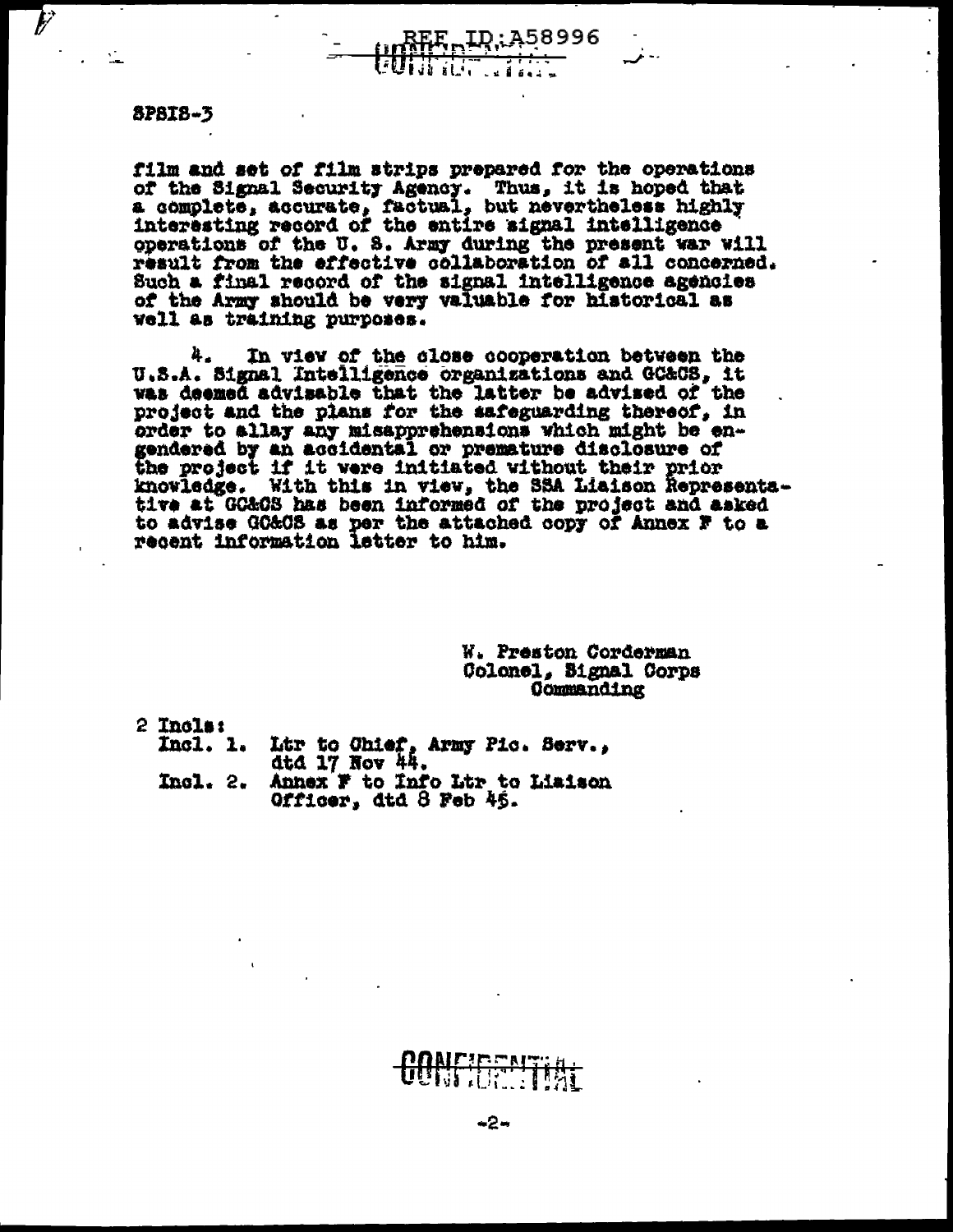SPSIS-3

film and set of film strips prepared for the operations of the Signal Security Agency. Thus, it is hoped that a complete, accurate, factual, but nevertheless highly interesting record of the entire signal intelligence operations of the U. S. Army during the present war will result from the effective collaboration of all concerned. Such a final record of the signal intelligence agencies of the Army should be very valuable for historical as well as training purposes.

4. In view of the close cooperation between the U.S.A. Signal Intelligence organizations and GC&CS, it was deemed advisable that the latter be advised of the project and the plans for the safeguarding thereof, in order to allay any misapprehensions which might be engendered by an accidental or premature disclosure of the project if it were initiated without their prior knowledge. With this in view, the SSA Liaison Representative at GC&CS has been informed of the project and asked to advise GC&CS as per the attached copy of Annex F to a recent information letter to him.

W. Preston Corderman
Colonel, Signal Corps
Commanding

2 Incls:
Incl. 1. Ltr to Chief, Army Pic. Serv., dtd 17 Nov 44.
Incl. 2. Annex F to Info Ltr to Liaison Officer, dtd 8 Feb 45.

CONFIDENTIAL